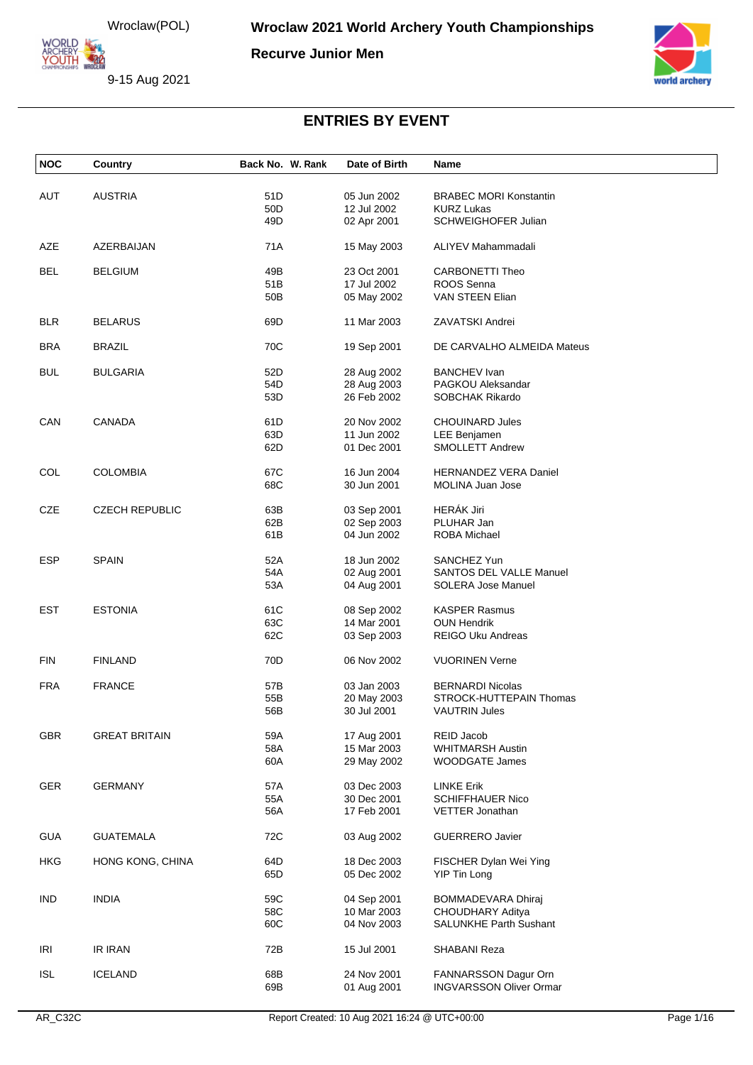# Wroclaw 2021 World Archery Youth Championships

Wroclaw(POL)

9-15 Aug 2021

**Recurve Junior Men**

## ENTRIES BY EVENT

| NOC | Country | Back No. | W. Rank | Date of Birth | Name |
|---|---|---|---|---|---|
| AUT | AUSTRIA | 51D | | 05 Jun 2002 | BRABEC MORI Konstantin |
| | | 50D | | 12 Jul 2002 | KURZ Lukas |
| | | 49D | | 02 Apr 2001 | SCHWEIGHOFER Julian |
| AZE | AZERBAIJAN | 71A | | 15 May 2003 | ALIYEV Mahammadali |
| BEL | BELGIUM | 49B | | 23 Oct 2001 | CARBONETTI Theo |
| | | 51B | | 17 Jul 2002 | ROOS Senna |
| | | 50B | | 05 May 2002 | VAN STEEN Elian |
| BLR | BELARUS | 69D | | 11 Mar 2003 | ZAVATSKI Andrei |
| BRA | BRAZIL | 70C | | 19 Sep 2001 | DE CARVALHO ALMEIDA Mateus |
| BUL | BULGARIA | 52D | | 28 Aug 2002 | BANCHEV Ivan |
| | | 54D | | 28 Aug 2003 | PAGKOU Aleksandar |
| | | 53D | | 26 Feb 2002 | SOBCHAK Rikardo |
| CAN | CANADA | 61D | | 20 Nov 2002 | CHOUINARD Jules |
| | | 63D | | 11 Jun 2002 | LEE Benjamen |
| | | 62D | | 01 Dec 2001 | SMOLLETT Andrew |
| COL | COLOMBIA | 67C | | 16 Jun 2004 | HERNANDEZ VERA Daniel |
| | | 68C | | 30 Jun 2001 | MOLINA Juan Jose |
| CZE | CZECH REPUBLIC | 63B | | 03 Sep 2001 | HERÁK Jiri |
| | | 62B | | 02 Sep 2003 | PLUHAR Jan |
| | | 61B | | 04 Jun 2002 | ROBA Michael |
| ESP | SPAIN | 52A | | 18 Jun 2002 | SANCHEZ Yun |
| | | 54A | | 02 Aug 2001 | SANTOS DEL VALLE Manuel |
| | | 53A | | 04 Aug 2001 | SOLERA Jose Manuel |
| EST | ESTONIA | 61C | | 08 Sep 2002 | KASPER Rasmus |
| | | 63C | | 14 Mar 2001 | OUN Hendrik |
| | | 62C | | 03 Sep 2003 | REIGO Uku Andreas |
| FIN | FINLAND | 70D | | 06 Nov 2002 | VUORINEN Verne |
| FRA | FRANCE | 57B | | 03 Jan 2003 | BERNARDI Nicolas |
| | | 55B | | 20 May 2003 | STROCK-HUTTEPAIN Thomas |
| | | 56B | | 30 Jul 2001 | VAUTRIN Jules |
| GBR | GREAT BRITAIN | 59A | | 17 Aug 2001 | REID Jacob |
| | | 58A | | 15 Mar 2003 | WHITMARSH Austin |
| | | 60A | | 29 May 2002 | WOODGATE James |
| GER | GERMANY | 57A | | 03 Dec 2003 | LINKE Erik |
| | | 55A | | 30 Dec 2001 | SCHIFFHAUER Nico |
| | | 56A | | 17 Feb 2001 | VETTER Jonathan |
| GUA | GUATEMALA | 72C | | 03 Aug 2002 | GUERRERO Javier |
| HKG | HONG KONG, CHINA | 64D | | 18 Dec 2003 | FISCHER Dylan Wei Ying |
| | | 65D | | 05 Dec 2002 | YIP Tin Long |
| IND | INDIA | 59C | | 04 Sep 2001 | BOMMADEVARA Dhiraj |
| | | 58C | | 10 Mar 2003 | CHOUDHARY Aditya |
| | | 60C | | 04 Nov 2003 | SALUNKHE Parth Sushant |
| IRI | IR IRAN | 72B | | 15 Jul 2001 | SHABANI Reza |
| ISL | ICELAND | 68B | | 24 Nov 2001 | FANNARSSON Dagur Orn |
| | | 69B | | 01 Aug 2001 | INGVARSSON Oliver Ormar |

AR_C32C Report Created: 10 Aug 2021 16:24 @ UTC+00:00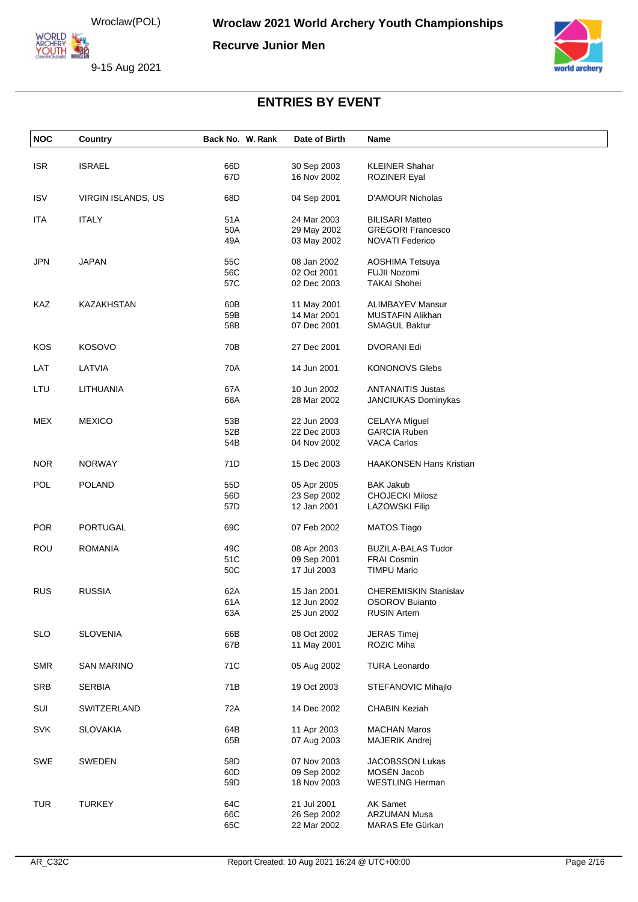# Wroclaw 2021 World Archery Youth Championships

## Recurve Junior Men

Wroclaw(POL)

9-15 Aug 2021

## ENTRIES BY EVENT

| NOC | Country | Back No. | W. Rank | Date of Birth | Name |
|---|---|---|---|---|---|
| ISR | ISRAEL | 66D | | 30 Sep 2003 | KLEINER Shahar |
| | | 67D | | 16 Nov 2002 | ROZINER Eyal |
| ISV | VIRGIN ISLANDS, US | 68D | | 04 Sep 2001 | D'AMOUR Nicholas |
| ITA | ITALY | 51A | | 24 Mar 2003 | BILISARI Matteo |
| | | 50A | | 29 May 2002 | GREGORI Francesco |
| | | 49A | | 03 May 2002 | NOVATI Federico |
| JPN | JAPAN | 55C | | 08 Jan 2002 | AOSHIMA Tetsuya |
| | | 56C | | 02 Oct 2001 | FUJII Nozomi |
| | | 57C | | 02 Dec 2003 | TAKAI Shohei |
| KAZ | KAZAKHSTAN | 60B | | 11 May 2001 | ALIMBAYEV Mansur |
| | | 59B | | 14 Mar 2001 | MUSTAFIN Alikhan |
| | | 58B | | 07 Dec 2001 | SMAGUL Baktur |
| KOS | KOSOVO | 70B | | 27 Dec 2001 | DVORANI Edi |
| LAT | LATVIA | 70A | | 14 Jun 2001 | KONONOVS Glebs |
| LTU | LITHUANIA | 67A | | 10 Jun 2002 | ANTANAITIS Justas |
| | | 68A | | 28 Mar 2002 | JANCIUKAS Dominykas |
| MEX | MEXICO | 53B | | 22 Jun 2003 | CELAYA Miguel |
| | | 52B | | 22 Dec 2003 | GARCIA Ruben |
| | | 54B | | 04 Nov 2002 | VACA Carlos |
| NOR | NORWAY | 71D | | 15 Dec 2003 | HAAKONSEN Hans Kristian |
| POL | POLAND | 55D | | 05 Apr 2005 | BAK Jakub |
| | | 56D | | 23 Sep 2002 | CHOJECKI Milosz |
| | | 57D | | 12 Jan 2001 | LAZOWSKI Filip |
| POR | PORTUGAL | 69C | | 07 Feb 2002 | MATOS Tiago |
| ROU | ROMANIA | 49C | | 08 Apr 2003 | BUZILA-BALAS Tudor |
| | | 51C | | 09 Sep 2001 | FRAI Cosmin |
| | | 50C | | 17 Jul 2003 | TIMPU Mario |
| RUS | RUSSIA | 62A | | 15 Jan 2001 | CHEREMISKIN Stanislav |
| | | 61A | | 12 Jun 2002 | OSOROV Buianto |
| | | 63A | | 25 Jun 2002 | RUSIN Artem |
| SLO | SLOVENIA | 66B | | 08 Oct 2002 | JERAS Timej |
| | | 67B | | 11 May 2001 | ROZIC Miha |
| SMR | SAN MARINO | 71C | | 05 Aug 2002 | TURA Leonardo |
| SRB | SERBIA | 71B | | 19 Oct 2003 | STEFANOVIC Mihajlo |
| SUI | SWITZERLAND | 72A | | 14 Dec 2002 | CHABIN Keziah |
| SVK | SLOVAKIA | 64B | | 11 Apr 2003 | MACHAN Maros |
| | | 65B | | 07 Aug 2003 | MAJERIK Andrej |
| SWE | SWEDEN | 58D | | 07 Nov 2003 | JACOBSSON Lukas |
| | | 60D | | 09 Sep 2002 | MOSÉN Jacob |
| | | 59D | | 18 Nov 2003 | WESTLING Herman |
| TUR | TURKEY | 64C | | 21 Jul 2001 | AK Samet |
| | | 66C | | 26 Sep 2002 | ARZUMAN Musa |
| | | 65C | | 22 Mar 2002 | MARAS Efe Gürkan |

AR_C32C Report Created: 10 Aug 2021 16:24 @ UTC+00:00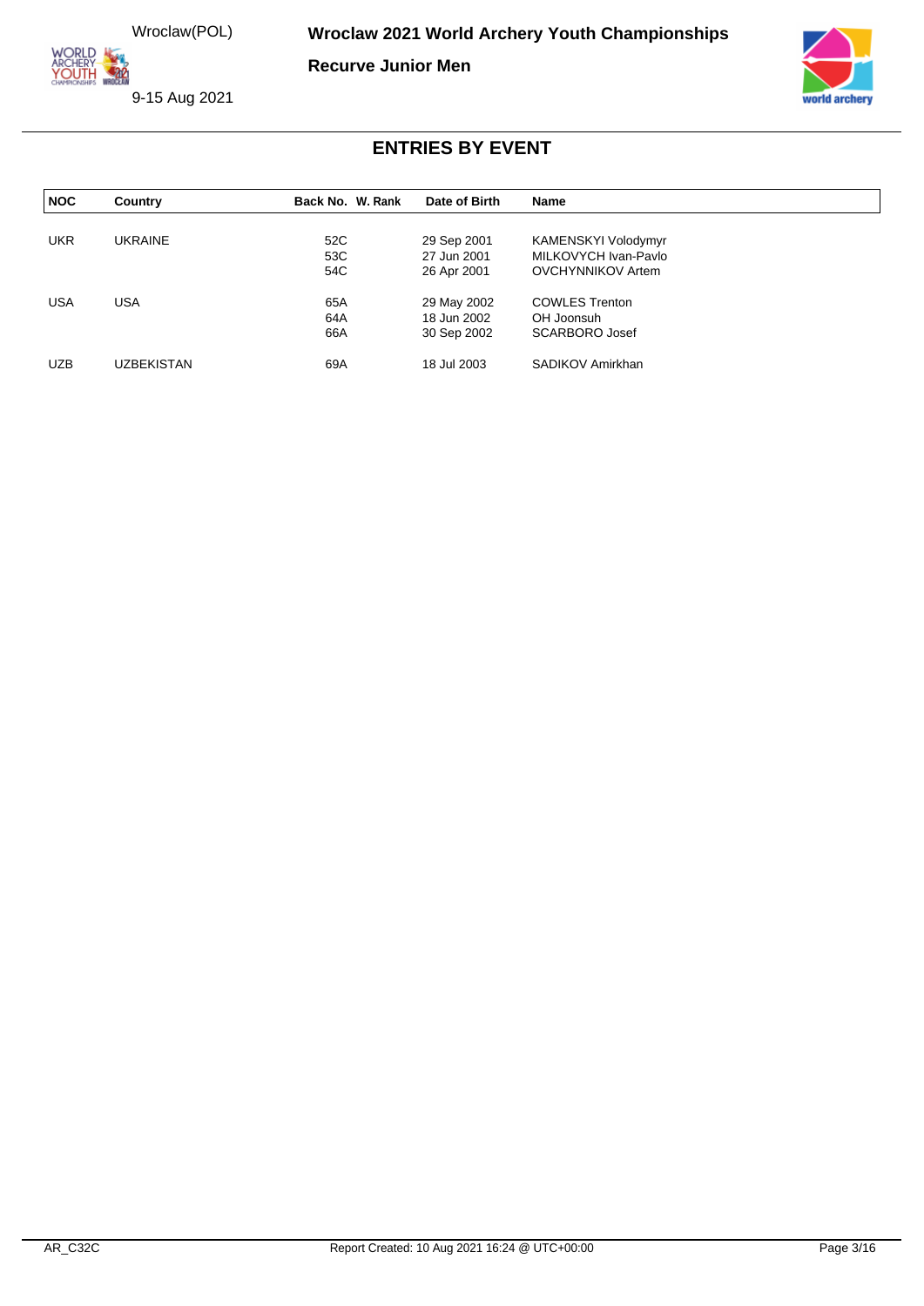Wroclaw(POL)

9-15 Aug 2021

**Wroclaw 2021 World Archery Youth Championships**

**Recurve Junior Men**

## ENTRIES BY EVENT

| NOC | Country | Back No. | W. Rank | Date of Birth | Name |
|---|---|---|---|---|---|
| UKR | UKRAINE | 52C | | 29 Sep 2001 | KAMENSKYI Volodymyr |
| | | 53C | | 27 Jun 2001 | MILKOVYCH Ivan-Pavlo |
| | | 54C | | 26 Apr 2001 | OVCHYNNIKOV Artem |
| USA | USA | 65A | | 29 May 2002 | COWLES Trenton |
| | | 64A | | 18 Jun 2002 | OH Joonsuh |
| | | 66A | | 30 Sep 2002 | SCARBORO Josef |
| UZB | UZBEKISTAN | 69A | | 18 Jul 2003 | SADIKOV Amirkhan |

AR_C32C Report Created: 10 Aug 2021 16:24 @ UTC+00:00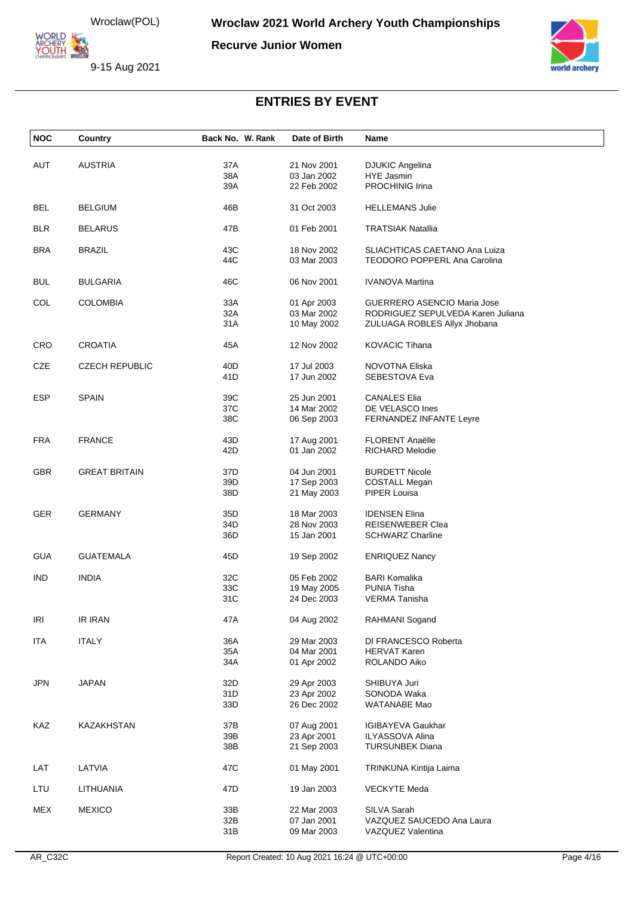# Wroclaw 2021 World Archery Youth Championships

## Recurve Junior Women

Wroclaw(POL)

9-15 Aug 2021

## ENTRIES BY EVENT

| NOC | Country | Back No. | W. Rank | Date of Birth | Name |
|---|---|---|---|---|---|
| AUT | AUSTRIA | 37A | | 21 Nov 2001 | DJUKIC Angelina |
| | | 38A | | 03 Jan 2002 | HYE Jasmin |
| | | 39A | | 22 Feb 2002 | PROCHINIG Irina |
| BEL | BELGIUM | 46B | | 31 Oct 2003 | HELLEMANS Julie |
| BLR | BELARUS | 47B | | 01 Feb 2001 | TRATSIAK Natallia |
| BRA | BRAZIL | 43C | | 18 Nov 2002 | SLIACHTICAS CAETANO Ana Luiza |
| | | 44C | | 03 Mar 2003 | TEODORO POPPERL Ana Carolina |
| BUL | BULGARIA | 46C | | 06 Nov 2001 | IVANOVA Martina |
| COL | COLOMBIA | 33A | | 01 Apr 2003 | GUERRERO ASENCIO Maria Jose |
| | | 32A | | 03 Mar 2002 | RODRIGUEZ SEPULVEDA Karen Juliana |
| | | 31A | | 10 May 2002 | ZULUAGA ROBLES Allyx Jhobana |
| CRO | CROATIA | 45A | | 12 Nov 2002 | KOVACIC Tihana |
| CZE | CZECH REPUBLIC | 40D | | 17 Jul 2003 | NOVOTNA Eliska |
| | | 41D | | 17 Jun 2002 | SEBESTOVA Eva |
| ESP | SPAIN | 39C | | 25 Jun 2001 | CANALES Elia |
| | | 37C | | 14 Mar 2002 | DE VELASCO Ines |
| | | 38C | | 06 Sep 2003 | FERNANDEZ INFANTE Leyre |
| FRA | FRANCE | 43D | | 17 Aug 2001 | FLORENT Anaëlle |
| | | 42D | | 01 Jan 2002 | RICHARD Melodie |
| GBR | GREAT BRITAIN | 37D | | 04 Jun 2001 | BURDETT Nicole |
| | | 39D | | 17 Sep 2003 | COSTALL Megan |
| | | 38D | | 21 May 2003 | PIPER Louisa |
| GER | GERMANY | 35D | | 18 Mar 2003 | IDENSEN Elina |
| | | 34D | | 28 Nov 2003 | REISENWEBER Clea |
| | | 36D | | 15 Jan 2001 | SCHWARZ Charline |
| GUA | GUATEMALA | 45D | | 19 Sep 2002 | ENRIQUEZ Nancy |
| IND | INDIA | 32C | | 05 Feb 2002 | BARI Komalika |
| | | 33C | | 19 May 2005 | PUNIA Tisha |
| | | 31C | | 24 Dec 2003 | VERMA Tanisha |
| IRI | IR IRAN | 47A | | 04 Aug 2002 | RAHMANI Sogand |
| ITA | ITALY | 36A | | 29 Mar 2003 | DI FRANCESCO Roberta |
| | | 35A | | 04 Mar 2001 | HERVAT Karen |
| | | 34A | | 01 Apr 2002 | ROLANDO Aiko |
| JPN | JAPAN | 32D | | 29 Apr 2003 | SHIBUYA Juri |
| | | 31D | | 23 Apr 2002 | SONODA Waka |
| | | 33D | | 26 Dec 2002 | WATANABE Mao |
| KAZ | KAZAKHSTAN | 37B | | 07 Aug 2001 | IGIBAYEVA Gaukhar |
| | | 39B | | 23 Apr 2001 | ILYASSOVA Alina |
| | | 38B | | 21 Sep 2003 | TURSUNBEK Diana |
| LAT | LATVIA | 47C | | 01 May 2001 | TRINKUNA Kintija Laima |
| LTU | LITHUANIA | 47D | | 19 Jan 2003 | VECKYTE Meda |
| MEX | MEXICO | 33B | | 22 Mar 2003 | SILVA Sarah |
| | | 32B | | 07 Jan 2001 | VAZQUEZ SAUCEDO Ana Laura |
| | | 31B | | 09 Mar 2003 | VAZQUEZ Valentina |

AR_C32C

Report Created: 10 Aug 2021 16:24 @ UTC+00:00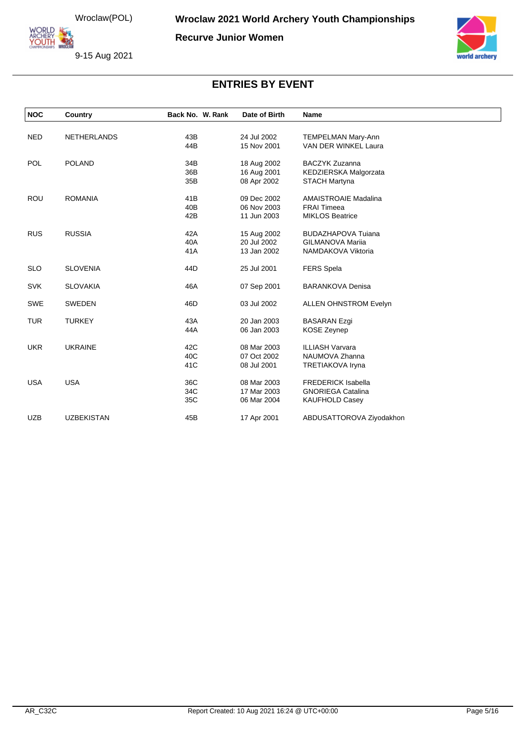**Wroclaw 2021 World Archery Youth Championships**

**Recurve Junior Women**

Wroclaw(POL)

9-15 Aug 2021

## ENTRIES BY EVENT

| NOC | Country | Back No. | W. Rank | Date of Birth | Name |
|---|---|---|---|---|---|
| NED | NETHERLANDS | 43B | | 24 Jul 2002 | TEMPELMAN Mary-Ann |
| | | 44B | | 15 Nov 2001 | VAN DER WINKEL Laura |
| POL | POLAND | 34B | | 18 Aug 2002 | BACZYK Zuzanna |
| | | 36B | | 16 Aug 2001 | KEDZIERSKA Malgorzata |
| | | 35B | | 08 Apr 2002 | STACH Martyna |
| ROU | ROMANIA | 41B | | 09 Dec 2002 | AMAISTROAIE Madalina |
| | | 40B | | 06 Nov 2003 | FRAI Timeea |
| | | 42B | | 11 Jun 2003 | MIKLOS Beatrice |
| RUS | RUSSIA | 42A | | 15 Aug 2002 | BUDAZHAPOVA Tuiana |
| | | 40A | | 20 Jul 2002 | GILMANOVA Mariia |
| | | 41A | | 13 Jan 2002 | NAMDAKOVA Viktoria |
| SLO | SLOVENIA | 44D | | 25 Jul 2001 | FERS Spela |
| SVK | SLOVAKIA | 46A | | 07 Sep 2001 | BARANKOVA Denisa |
| SWE | SWEDEN | 46D | | 03 Jul 2002 | ALLEN OHNSTROM Evelyn |
| TUR | TURKEY | 43A | | 20 Jan 2003 | BASARAN Ezgi |
| | | 44A | | 06 Jan 2003 | KOSE Zeynep |
| UKR | UKRAINE | 42C | | 08 Mar 2003 | ILLIASH Varvara |
| | | 40C | | 07 Oct 2002 | NAUMOVA Zhanna |
| | | 41C | | 08 Jul 2001 | TRETIAKOVA Iryna |
| USA | USA | 36C | | 08 Mar 2003 | FREDERICK Isabella |
| | | 34C | | 17 Mar 2003 | GNORIEGA Catalina |
| | | 35C | | 06 Mar 2004 | KAUFHOLD Casey |
| UZB | UZBEKISTAN | 45B | | 17 Apr 2001 | ABDUSATTOROVA Ziyodakhon |

AR_C32C — Report Created: 10 Aug 2021 16:24 @ UTC+00:00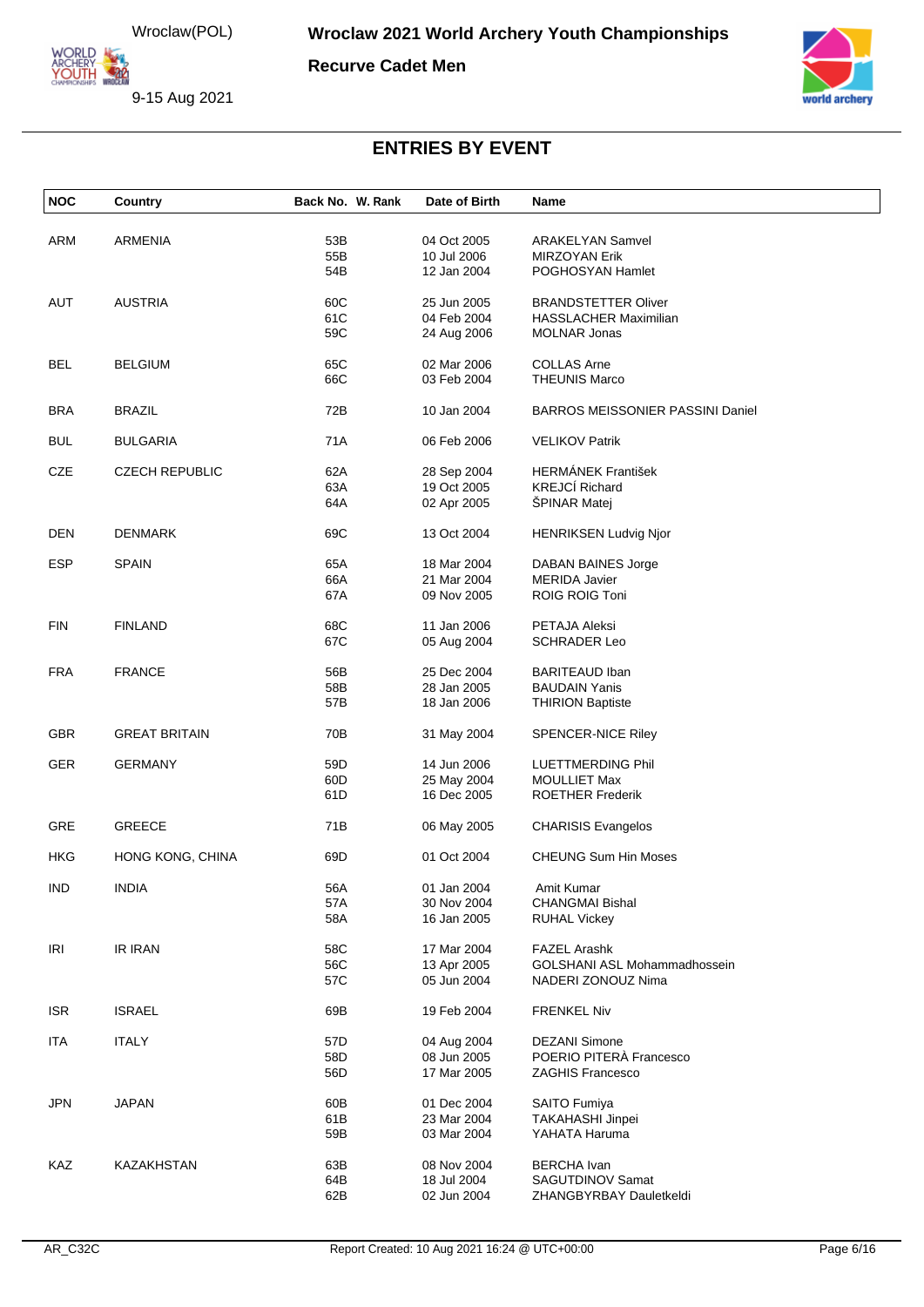# Wroclaw 2021 World Archery Youth Championships

**Recurve Cadet Men**

Wroclaw(POL)

9-15 Aug 2021

## ENTRIES BY EVENT

| NOC | Country | Back No. | W. Rank | Date of Birth | Name |
|---|---|---|---|---|---|
| ARM | ARMENIA | 53B | | 04 Oct 2005 | ARAKELYAN Samvel |
| | | 55B | | 10 Jul 2006 | MIRZOYAN Erik |
| | | 54B | | 12 Jan 2004 | POGHOSYAN Hamlet |
| AUT | AUSTRIA | 60C | | 25 Jun 2005 | BRANDSTETTER Oliver |
| | | 61C | | 04 Feb 2004 | HASSLACHER Maximilian |
| | | 59C | | 24 Aug 2006 | MOLNAR Jonas |
| BEL | BELGIUM | 65C | | 02 Mar 2006 | COLLAS Arne |
| | | 66C | | 03 Feb 2004 | THEUNIS Marco |
| BRA | BRAZIL | 72B | | 10 Jan 2004 | BARROS MEISSONIER PASSINI Daniel |
| BUL | BULGARIA | 71A | | 06 Feb 2006 | VELIKOV Patrik |
| CZE | CZECH REPUBLIC | 62A | | 28 Sep 2004 | HERMÁNEK František |
| | | 63A | | 19 Oct 2005 | KREJCÍ Richard |
| | | 64A | | 02 Apr 2005 | ŠPINAR Matej |
| DEN | DENMARK | 69C | | 13 Oct 2004 | HENRIKSEN Ludvig Njor |
| ESP | SPAIN | 65A | | 18 Mar 2004 | DABAN BAINES Jorge |
| | | 66A | | 21 Mar 2004 | MERIDA Javier |
| | | 67A | | 09 Nov 2005 | ROIG ROIG Toni |
| FIN | FINLAND | 68C | | 11 Jan 2006 | PETAJA Aleksi |
| | | 67C | | 05 Aug 2004 | SCHRADER Leo |
| FRA | FRANCE | 56B | | 25 Dec 2004 | BARITEAUD Iban |
| | | 58B | | 28 Jan 2005 | BAUDAIN Yanis |
| | | 57B | | 18 Jan 2006 | THIRION Baptiste |
| GBR | GREAT BRITAIN | 70B | | 31 May 2004 | SPENCER-NICE Riley |
| GER | GERMANY | 59D | | 14 Jun 2006 | LUETTMERDING Phil |
| | | 60D | | 25 May 2004 | MOULLIET Max |
| | | 61D | | 16 Dec 2005 | ROETHER Frederik |
| GRE | GREECE | 71B | | 06 May 2005 | CHARISIS Evangelos |
| HKG | HONG KONG, CHINA | 69D | | 01 Oct 2004 | CHEUNG Sum Hin Moses |
| IND | INDIA | 56A | | 01 Jan 2004 | Amit Kumar |
| | | 57A | | 30 Nov 2004 | CHANGMAI Bishal |
| | | 58A | | 16 Jan 2005 | RUHAL Vickey |
| IRI | IR IRAN | 58C | | 17 Mar 2004 | FAZEL Arashk |
| | | 56C | | 13 Apr 2005 | GOLSHANI ASL Mohammadhossein |
| | | 57C | | 05 Jun 2004 | NADERI ZONOUZ Nima |
| ISR | ISRAEL | 69B | | 19 Feb 2004 | FRENKEL Niv |
| ITA | ITALY | 57D | | 04 Aug 2004 | DEZANI Simone |
| | | 58D | | 08 Jun 2005 | POERIO PITERÀ Francesco |
| | | 56D | | 17 Mar 2005 | ZAGHIS Francesco |
| JPN | JAPAN | 60B | | 01 Dec 2004 | SAITO Fumiya |
| | | 61B | | 23 Mar 2004 | TAKAHASHI Jinpei |
| | | 59B | | 03 Mar 2004 | YAHATA Haruma |
| KAZ | KAZAKHSTAN | 63B | | 08 Nov 2004 | BERCHA Ivan |
| | | 64B | | 18 Jul 2004 | SAGUTDINOV Samat |
| | | 62B | | 02 Jun 2004 | ZHANGBYRBAY Dauletkeldi |

AR_C32C Report Created: 10 Aug 2021 16:24 @ UTC+00:00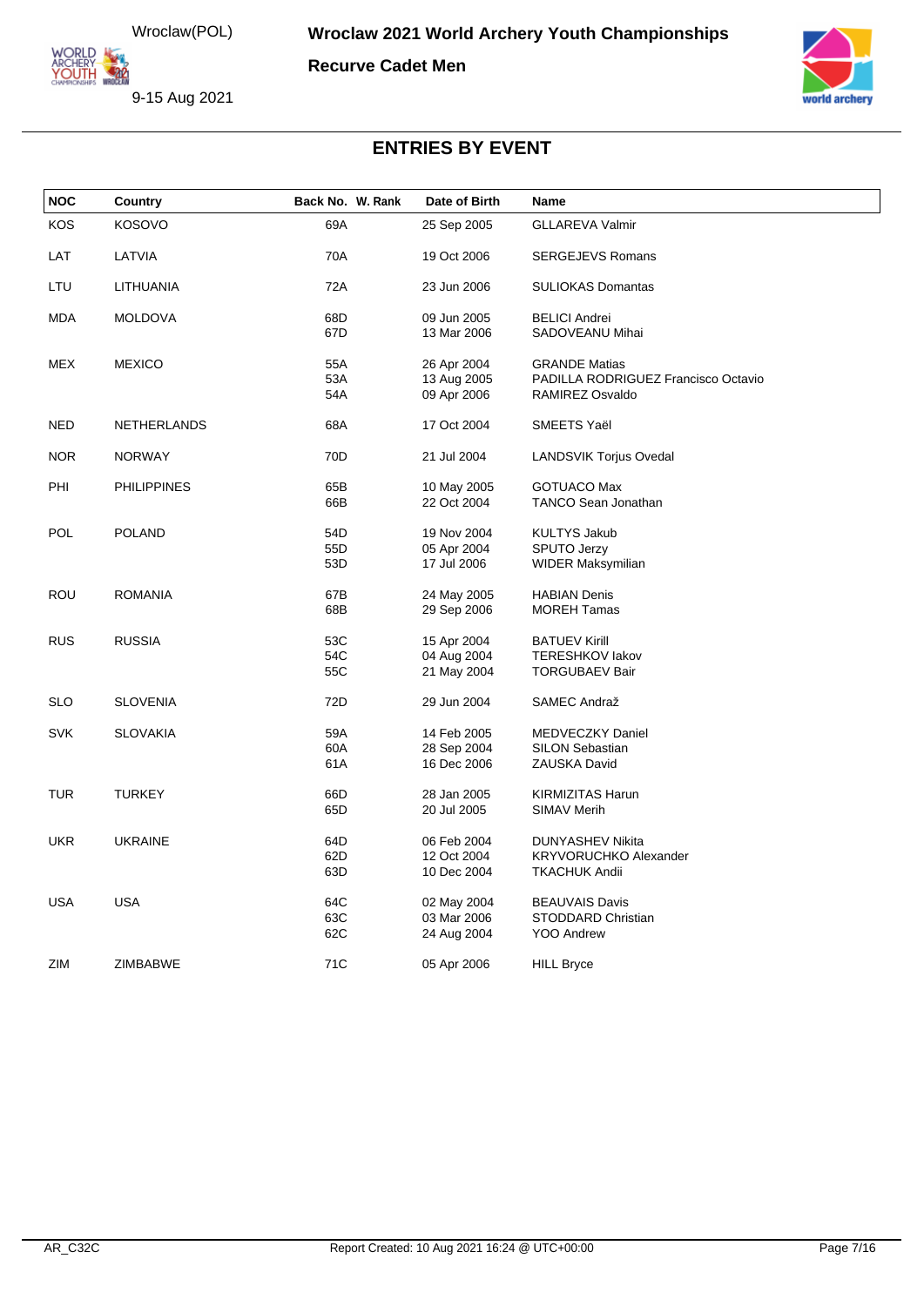Wroclaw(POL)

9-15 Aug 2021

**Wroclaw 2021 World Archery Youth Championships**

**Recurve Cadet Men**

## ENTRIES BY EVENT

| NOC | Country | Back No. | W. Rank | Date of Birth | Name |
|---|---|---|---|---|---|
| KOS | KOSOVO | 69A | | 25 Sep 2005 | GLLAREVA Valmir |
| LAT | LATVIA | 70A | | 19 Oct 2006 | SERGEJEVS Romans |
| LTU | LITHUANIA | 72A | | 23 Jun 2006 | SULIOKAS Domantas |
| MDA | MOLDOVA | 68D | | 09 Jun 2005 | BELICI Andrei |
| | | 67D | | 13 Mar 2006 | SADOVEANU Mihai |
| MEX | MEXICO | 55A | | 26 Apr 2004 | GRANDE Matias |
| | | 53A | | 13 Aug 2005 | PADILLA RODRIGUEZ Francisco Octavio |
| | | 54A | | 09 Apr 2006 | RAMIREZ Osvaldo |
| NED | NETHERLANDS | 68A | | 17 Oct 2004 | SMEETS Yaël |
| NOR | NORWAY | 70D | | 21 Jul 2004 | LANDSVIK Torjus Ovedal |
| PHI | PHILIPPINES | 65B | | 10 May 2005 | GOTUACO Max |
| | | 66B | | 22 Oct 2004 | TANCO Sean Jonathan |
| POL | POLAND | 54D | | 19 Nov 2004 | KULTYS Jakub |
| | | 55D | | 05 Apr 2004 | SPUTO Jerzy |
| | | 53D | | 17 Jul 2006 | WIDER Maksymilian |
| ROU | ROMANIA | 67B | | 24 May 2005 | HABIAN Denis |
| | | 68B | | 29 Sep 2006 | MOREH Tamas |
| RUS | RUSSIA | 53C | | 15 Apr 2004 | BATUEV Kirill |
| | | 54C | | 04 Aug 2004 | TERESHKOV Iakov |
| | | 55C | | 21 May 2004 | TORGUBAEV Bair |
| SLO | SLOVENIA | 72D | | 29 Jun 2004 | SAMEC Andraž |
| SVK | SLOVAKIA | 59A | | 14 Feb 2005 | MEDVECZKY Daniel |
| | | 60A | | 28 Sep 2004 | SILON Sebastian |
| | | 61A | | 16 Dec 2006 | ZAUSKA David |
| TUR | TURKEY | 66D | | 28 Jan 2005 | KIRMIZITAS Harun |
| | | 65D | | 20 Jul 2005 | SIMAV Merih |
| UKR | UKRAINE | 64D | | 06 Feb 2004 | DUNYASHEV Nikita |
| | | 62D | | 12 Oct 2004 | KRYVORUCHKO Alexander |
| | | 63D | | 10 Dec 2004 | TKACHUK Andii |
| USA | USA | 64C | | 02 May 2004 | BEAUVAIS Davis |
| | | 63C | | 03 Mar 2006 | STODDARD Christian |
| | | 62C | | 24 Aug 2004 | YOO Andrew |
| ZIM | ZIMBABWE | 71C | | 05 Apr 2006 | HILL Bryce |

AR_C32C

Report Created: 10 Aug 2021 16:24 @ UTC+00:00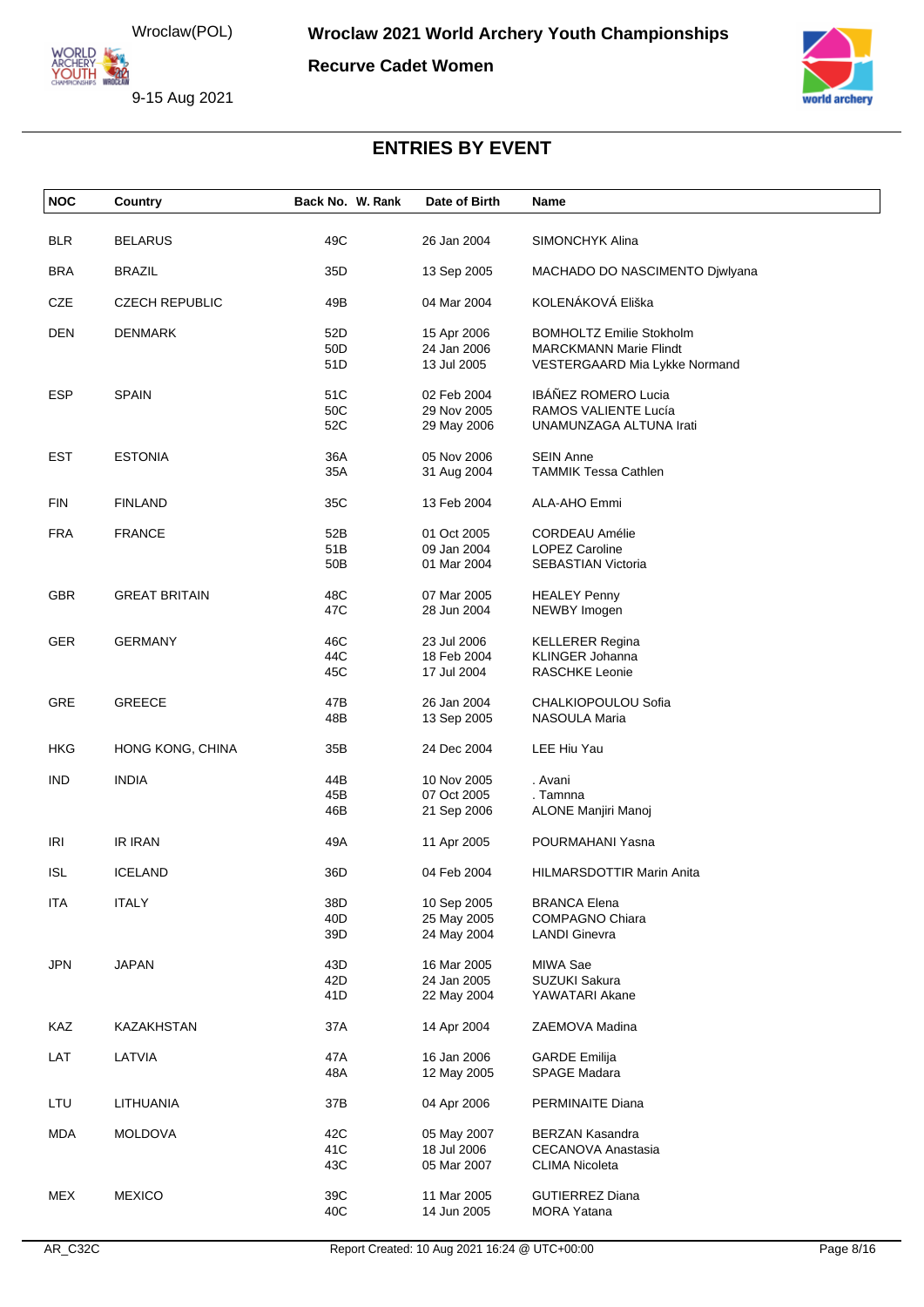# Wroclaw 2021 World Archery Youth Championships

## Recurve Cadet Women

Wroclaw(POL)

9-15 Aug 2021

## ENTRIES BY EVENT

| NOC | Country | Back No. | W. Rank | Date of Birth | Name |
|---|---|---|---|---|---|
| BLR | BELARUS | 49C | | 26 Jan 2004 | SIMONCHYK Alina |
| BRA | BRAZIL | 35D | | 13 Sep 2005 | MACHADO DO NASCIMENTO Djwlyana |
| CZE | CZECH REPUBLIC | 49B | | 04 Mar 2004 | KOLENÁKOVÁ Eliška |
| DEN | DENMARK | 52D | | 15 Apr 2006 | BOMHOLTZ Emilie Stokholm |
| | | 50D | | 24 Jan 2006 | MARCKMANN Marie Flindt |
| | | 51D | | 13 Jul 2005 | VESTERGAARD Mia Lykke Normand |
| ESP | SPAIN | 51C | | 02 Feb 2004 | IBÁÑEZ ROMERO Lucia |
| | | 50C | | 29 Nov 2005 | RAMOS VALIENTE Lucía |
| | | 52C | | 29 May 2006 | UNAMUNZAGA ALTUNA Irati |
| EST | ESTONIA | 36A | | 05 Nov 2006 | SEIN Anne |
| | | 35A | | 31 Aug 2004 | TAMMIK Tessa Cathlen |
| FIN | FINLAND | 35C | | 13 Feb 2004 | ALA-AHO Emmi |
| FRA | FRANCE | 52B | | 01 Oct 2005 | CORDEAU Amélie |
| | | 51B | | 09 Jan 2004 | LOPEZ Caroline |
| | | 50B | | 01 Mar 2004 | SEBASTIAN Victoria |
| GBR | GREAT BRITAIN | 48C | | 07 Mar 2005 | HEALEY Penny |
| | | 47C | | 28 Jun 2004 | NEWBY Imogen |
| GER | GERMANY | 46C | | 23 Jul 2006 | KELLERER Regina |
| | | 44C | | 18 Feb 2004 | KLINGER Johanna |
| | | 45C | | 17 Jul 2004 | RASCHKE Leonie |
| GRE | GREECE | 47B | | 26 Jan 2004 | CHALKIOPOULOU Sofia |
| | | 48B | | 13 Sep 2005 | NASOULA Maria |
| HKG | HONG KONG, CHINA | 35B | | 24 Dec 2004 | LEE Hiu Yau |
| IND | INDIA | 44B | | 10 Nov 2005 | . Avani |
| | | 45B | | 07 Oct 2005 | . Tamnna |
| | | 46B | | 21 Sep 2006 | ALONE Manjiri Manoj |
| IRI | IR IRAN | 49A | | 11 Apr 2005 | POURMAHANI Yasna |
| ISL | ICELAND | 36D | | 04 Feb 2004 | HILMARSDOTTIR Marin Anita |
| ITA | ITALY | 38D | | 10 Sep 2005 | BRANCA Elena |
| | | 40D | | 25 May 2005 | COMPAGNO Chiara |
| | | 39D | | 24 May 2004 | LANDI Ginevra |
| JPN | JAPAN | 43D | | 16 Mar 2005 | MIWA Sae |
| | | 42D | | 24 Jan 2005 | SUZUKI Sakura |
| | | 41D | | 22 May 2004 | YAWATARI Akane |
| KAZ | KAZAKHSTAN | 37A | | 14 Apr 2004 | ZAEMOVA Madina |
| LAT | LATVIA | 47A | | 16 Jan 2006 | GARDE Emilija |
| | | 48A | | 12 May 2005 | SPAGE Madara |
| LTU | LITHUANIA | 37B | | 04 Apr 2006 | PERMINAITE Diana |
| MDA | MOLDOVA | 42C | | 05 May 2007 | BERZAN Kasandra |
| | | 41C | | 18 Jul 2006 | CECANOVA Anastasia |
| | | 43C | | 05 Mar 2007 | CLIMA Nicoleta |
| MEX | MEXICO | 39C | | 11 Mar 2005 | GUTIERREZ Diana |
| | | 40C | | 14 Jun 2005 | MORA Yatana |

AR_C32C Report Created: 10 Aug 2021 16:24 @ UTC+00:00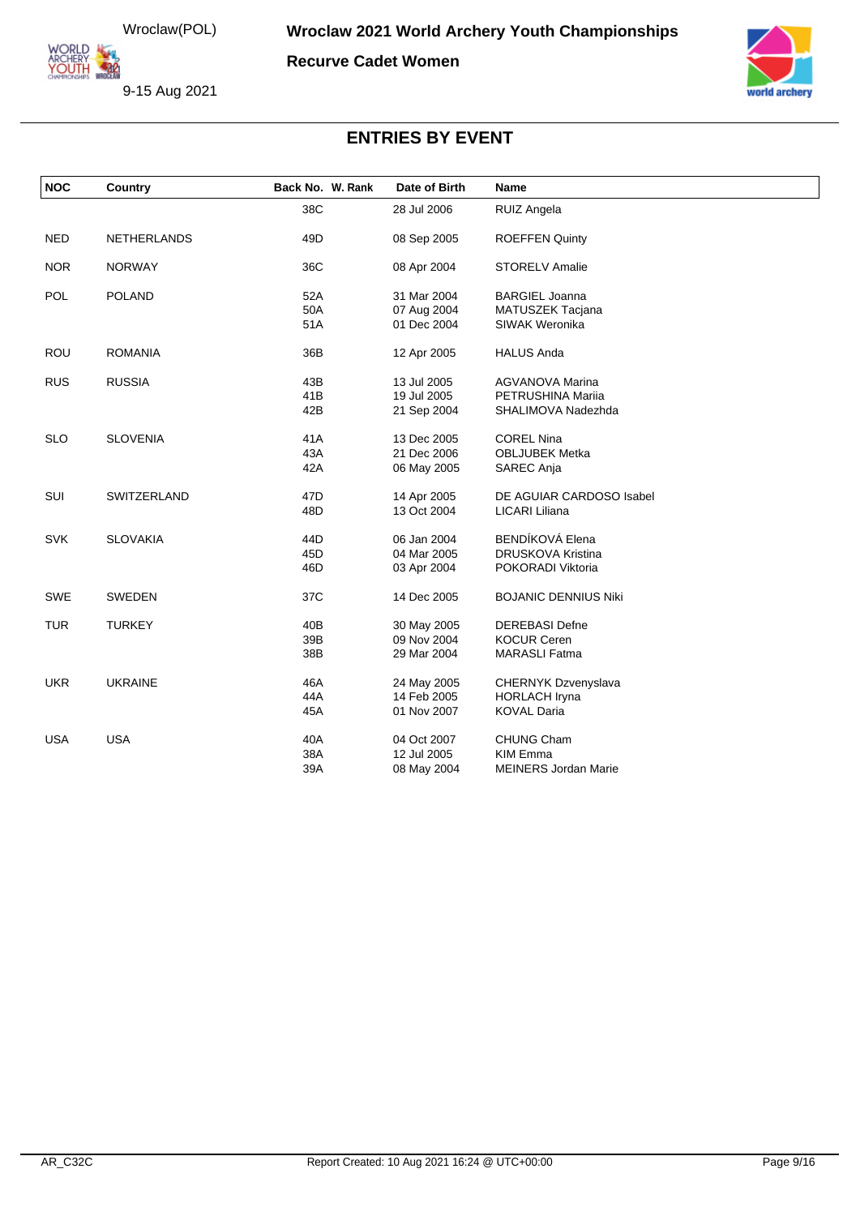# Wroclaw 2021 World Archery Youth Championships

**Recurve Cadet Women**

Wroclaw(POL)

9-15 Aug 2021

## ENTRIES BY EVENT

| NOC | Country | Back No. | W. Rank | Date of Birth | Name |
|---|---|---|---|---|---|
| | | 38C | | 28 Jul 2006 | RUIZ Angela |
| NED | NETHERLANDS | 49D | | 08 Sep 2005 | ROEFFEN Quinty |
| NOR | NORWAY | 36C | | 08 Apr 2004 | STORELV Amalie |
| POL | POLAND | 52A | | 31 Mar 2004 | BARGIEL Joanna |
| | | 50A | | 07 Aug 2004 | MATUSZEK Tacjana |
| | | 51A | | 01 Dec 2004 | SIWAK Weronika |
| ROU | ROMANIA | 36B | | 12 Apr 2005 | HALUS Anda |
| RUS | RUSSIA | 43B | | 13 Jul 2005 | AGVANOVA Marina |
| | | 41B | | 19 Jul 2005 | PETRUSHINA Mariia |
| | | 42B | | 21 Sep 2004 | SHALIMOVA Nadezhda |
| SLO | SLOVENIA | 41A | | 13 Dec 2005 | COREL Nina |
| | | 43A | | 21 Dec 2006 | OBLJUBEK Metka |
| | | 42A | | 06 May 2005 | SAREC Anja |
| SUI | SWITZERLAND | 47D | | 14 Apr 2005 | DE AGUIAR CARDOSO Isabel |
| | | 48D | | 13 Oct 2004 | LICARI Liliana |
| SVK | SLOVAKIA | 44D | | 06 Jan 2004 | BENDÍKOVÁ Elena |
| | | 45D | | 04 Mar 2005 | DRUSKOVA Kristina |
| | | 46D | | 03 Apr 2004 | POKORADI Viktoria |
| SWE | SWEDEN | 37C | | 14 Dec 2005 | BOJANIC DENNIUS Niki |
| TUR | TURKEY | 40B | | 30 May 2005 | DEREBASI Defne |
| | | 39B | | 09 Nov 2004 | KOCUR Ceren |
| | | 38B | | 29 Mar 2004 | MARASLI Fatma |
| UKR | UKRAINE | 46A | | 24 May 2005 | CHERNYK Dzvenyslava |
| | | 44A | | 14 Feb 2005 | HORLACH Iryna |
| | | 45A | | 01 Nov 2007 | KOVAL Daria |
| USA | USA | 40A | | 04 Oct 2007 | CHUNG Cham |
| | | 38A | | 12 Jul 2005 | KIM Emma |
| | | 39A | | 08 May 2004 | MEINERS Jordan Marie |

AR_C32C

Report Created: 10 Aug 2021 16:24 @ UTC+00:00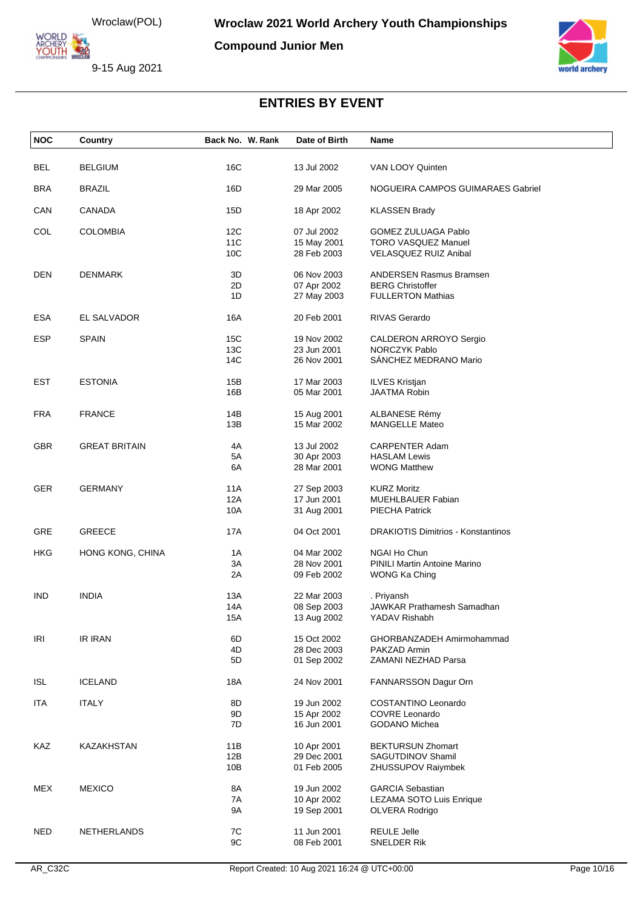# Wroclaw 2021 World Archery Youth Championships

## Compound Junior Men

Wroclaw(POL)

9-15 Aug 2021

## ENTRIES BY EVENT

| NOC | Country | Back No. | W. Rank | Date of Birth | Name |
|---|---|---|---|---|---|
| BEL | BELGIUM | 16C | | 13 Jul 2002 | VAN LOOY Quinten |
| BRA | BRAZIL | 16D | | 29 Mar 2005 | NOGUEIRA CAMPOS GUIMARAES Gabriel |
| CAN | CANADA | 15D | | 18 Apr 2002 | KLASSEN Brady |
| COL | COLOMBIA | 12C | | 07 Jul 2002 | GOMEZ ZULUAGA Pablo |
| | | 11C | | 15 May 2001 | TORO VASQUEZ Manuel |
| | | 10C | | 28 Feb 2003 | VELASQUEZ RUIZ Anibal |
| DEN | DENMARK | 3D | | 06 Nov 2003 | ANDERSEN Rasmus Bramsen |
| | | 2D | | 07 Apr 2002 | BERG Christoffer |
| | | 1D | | 27 May 2003 | FULLERTON Mathias |
| ESA | EL SALVADOR | 16A | | 20 Feb 2001 | RIVAS Gerardo |
| ESP | SPAIN | 15C | | 19 Nov 2002 | CALDERON ARROYO Sergio |
| | | 13C | | 23 Jun 2001 | NORCZYK Pablo |
| | | 14C | | 26 Nov 2001 | SÁNCHEZ MEDRANO Mario |
| EST | ESTONIA | 15B | | 17 Mar 2003 | ILVES Kristjan |
| | | 16B | | 05 Mar 2001 | JAATMA Robin |
| FRA | FRANCE | 14B | | 15 Aug 2001 | ALBANESE Rémy |
| | | 13B | | 15 Mar 2002 | MANGELLE Mateo |
| GBR | GREAT BRITAIN | 4A | | 13 Jul 2002 | CARPENTER Adam |
| | | 5A | | 30 Apr 2003 | HASLAM Lewis |
| | | 6A | | 28 Mar 2001 | WONG Matthew |
| GER | GERMANY | 11A | | 27 Sep 2003 | KURZ Moritz |
| | | 12A | | 17 Jun 2001 | MUEHLBAUER Fabian |
| | | 10A | | 31 Aug 2001 | PIECHA Patrick |
| GRE | GREECE | 17A | | 04 Oct 2001 | DRAKIOTIS Dimitrios - Konstantinos |
| HKG | HONG KONG, CHINA | 1A | | 04 Mar 2002 | NGAI Ho Chun |
| | | 3A | | 28 Nov 2001 | PINILI Martin Antoine Marino |
| | | 2A | | 09 Feb 2002 | WONG Ka Ching |
| IND | INDIA | 13A | | 22 Mar 2003 | . Priyansh |
| | | 14A | | 08 Sep 2003 | JAWKAR Prathamesh Samadhan |
| | | 15A | | 13 Aug 2002 | YADAV Rishabh |
| IRI | IR IRAN | 6D | | 15 Oct 2002 | GHORBANZADEH Amirmohammad |
| | | 4D | | 28 Dec 2003 | PAKZAD Armin |
| | | 5D | | 01 Sep 2002 | ZAMANI NEZHAD Parsa |
| ISL | ICELAND | 18A | | 24 Nov 2001 | FANNARSSON Dagur Orn |
| ITA | ITALY | 8D | | 19 Jun 2002 | COSTANTINO Leonardo |
| | | 9D | | 15 Apr 2002 | COVRE Leonardo |
| | | 7D | | 16 Jun 2001 | GODANO Michea |
| KAZ | KAZAKHSTAN | 11B | | 10 Apr 2001 | BEKTURSUN Zhomart |
| | | 12B | | 29 Dec 2001 | SAGUTDINOV Shamil |
| | | 10B | | 01 Feb 2005 | ZHUSSUPOV Raiymbek |
| MEX | MEXICO | 8A | | 19 Jun 2002 | GARCIA Sebastian |
| | | 7A | | 10 Apr 2002 | LEZAMA SOTO Luis Enrique |
| | | 9A | | 19 Sep 2001 | OLVERA Rodrigo |
| NED | NETHERLANDS | 7C | | 11 Jun 2001 | REULE Jelle |
| | | 9C | | 08 Feb 2001 | SNELDER Rik |

AR_C32C

Report Created: 10 Aug 2021 16:24 @ UTC+00:00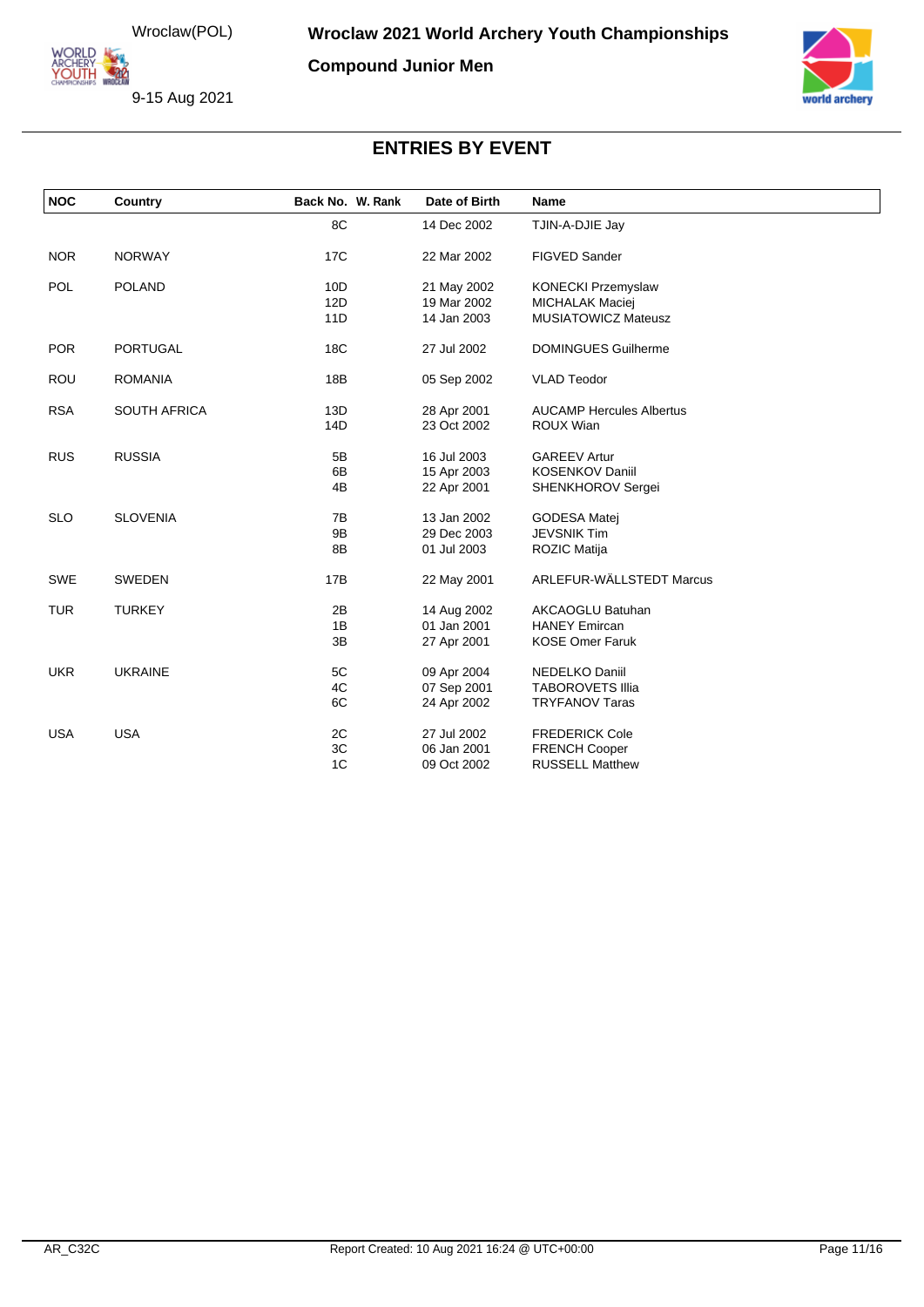Wroclaw 2021 World Archery Youth Championships

Compound Junior Men

Wroclaw(POL)

9-15 Aug 2021

## ENTRIES BY EVENT

| NOC | Country | Back No. | W. Rank | Date of Birth | Name |
|---|---|---|---|---|---|
| | | 8C | | 14 Dec 2002 | TJIN-A-DJIE Jay |
| NOR | NORWAY | 17C | | 22 Mar 2002 | FIGVED Sander |
| POL | POLAND | 10D | | 21 May 2002 | KONECKI Przemyslaw |
| | | 12D | | 19 Mar 2002 | MICHALAK Maciej |
| | | 11D | | 14 Jan 2003 | MUSIATOWICZ Mateusz |
| POR | PORTUGAL | 18C | | 27 Jul 2002 | DOMINGUES Guilherme |
| ROU | ROMANIA | 18B | | 05 Sep 2002 | VLAD Teodor |
| RSA | SOUTH AFRICA | 13D | | 28 Apr 2001 | AUCAMP Hercules Albertus |
| | | 14D | | 23 Oct 2002 | ROUX Wian |
| RUS | RUSSIA | 5B | | 16 Jul 2003 | GAREEV Artur |
| | | 6B | | 15 Apr 2003 | KOSENKOV Daniil |
| | | 4B | | 22 Apr 2001 | SHENKHOROV Sergei |
| SLO | SLOVENIA | 7B | | 13 Jan 2002 | GODESA Matej |
| | | 9B | | 29 Dec 2003 | JEVSNIK Tim |
| | | 8B | | 01 Jul 2003 | ROZIC Matija |
| SWE | SWEDEN | 17B | | 22 May 2001 | ARLEFUR-WÄLLSTEDT Marcus |
| TUR | TURKEY | 2B | | 14 Aug 2002 | AKCAOGLU Batuhan |
| | | 1B | | 01 Jan 2001 | HANEY Emircan |
| | | 3B | | 27 Apr 2001 | KOSE Omer Faruk |
| UKR | UKRAINE | 5C | | 09 Apr 2004 | NEDELKO Daniil |
| | | 4C | | 07 Sep 2001 | TABOROVETS Illia |
| | | 6C | | 24 Apr 2002 | TRYFANOV Taras |
| USA | USA | 2C | | 27 Jul 2002 | FREDERICK Cole |
| | | 3C | | 06 Jan 2001 | FRENCH Cooper |
| | | 1C | | 09 Oct 2002 | RUSSELL Matthew |

AR_C32C

Report Created: 10 Aug 2021 16:24 @ UTC+00:00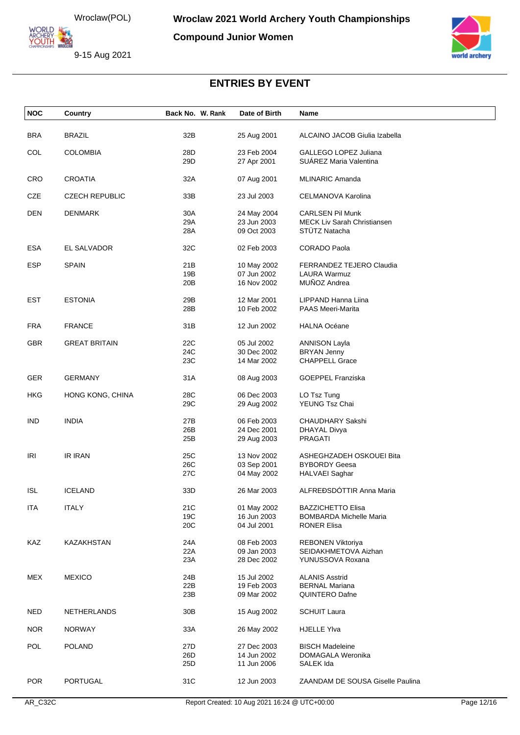# Wroclaw 2021 World Archery Youth Championships

**Compound Junior Women**

Wroclaw(POL)

9-15 Aug 2021

## ENTRIES BY EVENT

| NOC | Country | Back No. | W. Rank | Date of Birth | Name |
|---|---|---|---|---|---|
| BRA | BRAZIL | 32B | | 25 Aug 2001 | ALCAINO JACOB Giulia Izabella |
| COL | COLOMBIA | 28D | | 23 Feb 2004 | GALLEGO LOPEZ Juliana |
| | | 29D | | 27 Apr 2001 | SUÁREZ Maria Valentina |
| CRO | CROATIA | 32A | | 07 Aug 2001 | MLINARIC Amanda |
| CZE | CZECH REPUBLIC | 33B | | 23 Jul 2003 | CELMANOVA Karolina |
| DEN | DENMARK | 30A | | 24 May 2004 | CARLSEN Pil Munk |
| | | 29A | | 23 Jun 2003 | MECK Liv Sarah Christiansen |
| | | 28A | | 09 Oct 2003 | STÜTZ Natacha |
| ESA | EL SALVADOR | 32C | | 02 Feb 2003 | CORADO Paola |
| ESP | SPAIN | 21B | | 10 May 2002 | FERRANDEZ TEJERO Claudia |
| | | 19B | | 07 Jun 2002 | LAURA Warmuz |
| | | 20B | | 16 Nov 2002 | MUÑOZ Andrea |
| EST | ESTONIA | 29B | | 12 Mar 2001 | LIPPAND Hanna Liina |
| | | 28B | | 10 Feb 2002 | PAAS Meeri-Marita |
| FRA | FRANCE | 31B | | 12 Jun 2002 | HALNA Océane |
| GBR | GREAT BRITAIN | 22C | | 05 Jul 2002 | ANNISON Layla |
| | | 24C | | 30 Dec 2002 | BRYAN Jenny |
| | | 23C | | 14 Mar 2002 | CHAPPELL Grace |
| GER | GERMANY | 31A | | 08 Aug 2003 | GOEPPEL Franziska |
| HKG | HONG KONG, CHINA | 28C | | 06 Dec 2003 | LO Tsz Tung |
| | | 29C | | 29 Aug 2002 | YEUNG Tsz Chai |
| IND | INDIA | 27B | | 06 Feb 2003 | CHAUDHARY Sakshi |
| | | 26B | | 24 Dec 2001 | DHAYAL Divya |
| | | 25B | | 29 Aug 2003 | PRAGATI |
| IRI | IR IRAN | 25C | | 13 Nov 2002 | ASHEGHZADEH OSKOUEI Bita |
| | | 26C | | 03 Sep 2001 | BYBORDY Geesa |
| | | 27C | | 04 May 2002 | HALVAEI Saghar |
| ISL | ICELAND | 33D | | 26 Mar 2003 | ALFREÐSDÓTTIR Anna Maria |
| ITA | ITALY | 21C | | 01 May 2002 | BAZZICHETTO Elisa |
| | | 19C | | 16 Jun 2003 | BOMBARDA Michelle Maria |
| | | 20C | | 04 Jul 2001 | RONER Elisa |
| KAZ | KAZAKHSTAN | 24A | | 08 Feb 2003 | REBONEN Viktoriya |
| | | 22A | | 09 Jan 2003 | SEIDAKHMETOVA Aizhan |
| | | 23A | | 28 Dec 2002 | YUNUSSOVA Roxana |
| MEX | MEXICO | 24B | | 15 Jul 2002 | ALANIS Asstrid |
| | | 22B | | 19 Feb 2003 | BERNAL Mariana |
| | | 23B | | 09 Mar 2002 | QUINTERO Dafne |
| NED | NETHERLANDS | 30B | | 15 Aug 2002 | SCHUIT Laura |
| NOR | NORWAY | 33A | | 26 May 2002 | HJELLE Ylva |
| POL | POLAND | 27D | | 27 Dec 2003 | BISCH Madeleine |
| | | 26D | | 14 Jun 2002 | DOMAGALA Weronika |
| | | 25D | | 11 Jun 2006 | SALEK Ida |
| POR | PORTUGAL | 31C | | 12 Jun 2003 | ZAANDAM DE SOUSA Giselle Paulina |

AR_C32C

Report Created: 10 Aug 2021 16:24 @ UTC+00:00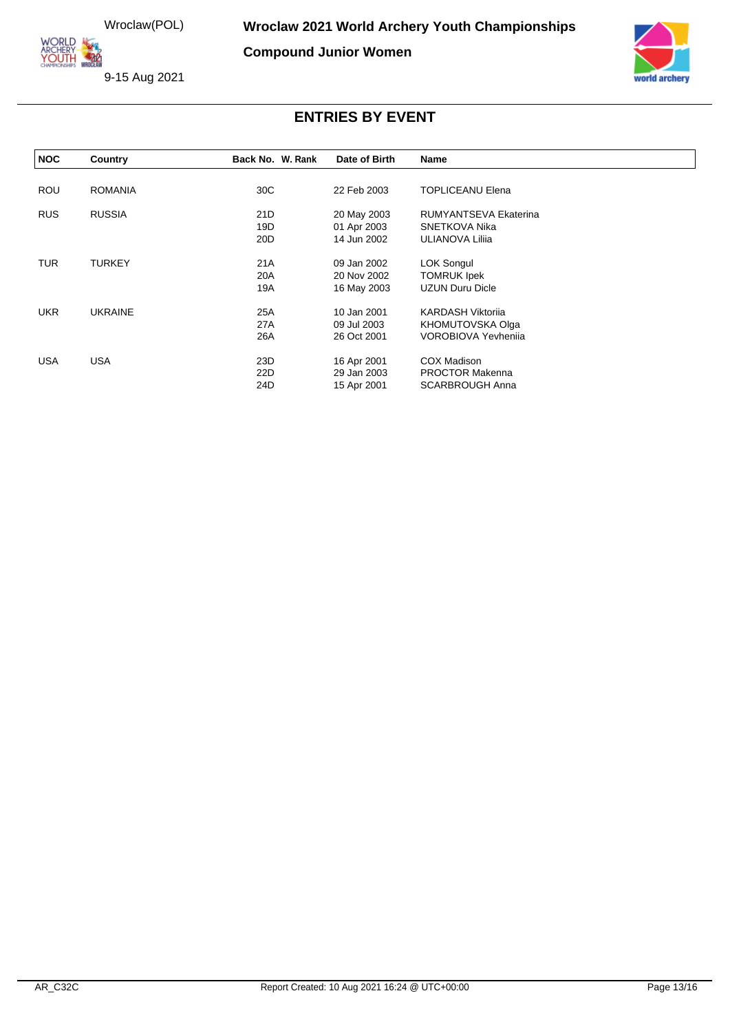Wroclaw 2021 World Archery Youth Championships

Compound Junior Women

Wroclaw(POL)

9-15 Aug 2021

## ENTRIES BY EVENT

| NOC | Country | Back No. | W. Rank | Date of Birth | Name |
|---|---|---|---|---|---|
| ROU | ROMANIA | 30C | | 22 Feb 2003 | TOPLICEANU Elena |
| RUS | RUSSIA | 21D | | 20 May 2003 | RUMYANTSEVA Ekaterina |
| | | 19D | | 01 Apr 2003 | SNETKOVA Nika |
| | | 20D | | 14 Jun 2002 | ULIANOVA Liliia |
| TUR | TURKEY | 21A | | 09 Jan 2002 | LOK Songul |
| | | 20A | | 20 Nov 2002 | TOMRUK Ipek |
| | | 19A | | 16 May 2003 | UZUN Duru Dicle |
| UKR | UKRAINE | 25A | | 10 Jan 2001 | KARDASH Viktoriia |
| | | 27A | | 09 Jul 2003 | KHOMUTOVSKA Olga |
| | | 26A | | 26 Oct 2001 | VOROBIOVA Yevheniia |
| USA | USA | 23D | | 16 Apr 2001 | COX Madison |
| | | 22D | | 29 Jan 2003 | PROCTOR Makenna |
| | | 24D | | 15 Apr 2001 | SCARBROUGH Anna |

AR_C32C

Report Created: 10 Aug 2021 16:24 @ UTC+00:00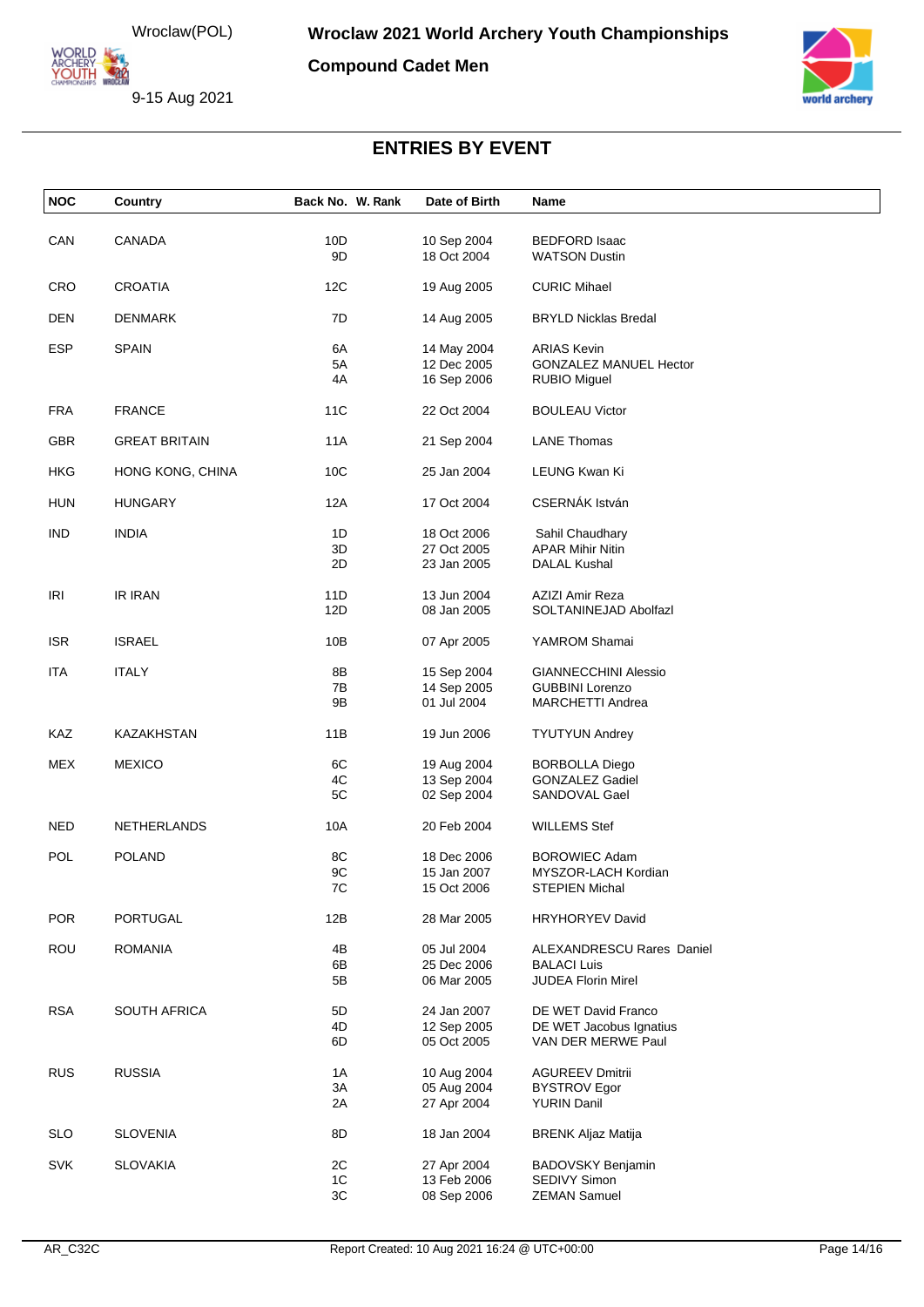# Wroclaw 2021 World Archery Youth Championships

## Compound Cadet Men

Wroclaw(POL)

9-15 Aug 2021

### ENTRIES BY EVENT

| NOC | Country | Back No. | W. Rank | Date of Birth | Name |
|---|---|---|---|---|---|
| CAN | CANADA | 10D | | 10 Sep 2004 | BEDFORD Isaac |
| | | 9D | | 18 Oct 2004 | WATSON Dustin |
| CRO | CROATIA | 12C | | 19 Aug 2005 | CURIC Mihael |
| DEN | DENMARK | 7D | | 14 Aug 2005 | BRYLD Nicklas Bredal |
| ESP | SPAIN | 6A | | 14 May 2004 | ARIAS Kevin |
| | | 5A | | 12 Dec 2005 | GONZALEZ MANUEL Hector |
| | | 4A | | 16 Sep 2006 | RUBIO Miguel |
| FRA | FRANCE | 11C | | 22 Oct 2004 | BOULEAU Victor |
| GBR | GREAT BRITAIN | 11A | | 21 Sep 2004 | LANE Thomas |
| HKG | HONG KONG, CHINA | 10C | | 25 Jan 2004 | LEUNG Kwan Ki |
| HUN | HUNGARY | 12A | | 17 Oct 2004 | CSERNÁK István |
| IND | INDIA | 1D | | 18 Oct 2006 | Sahil Chaudhary |
| | | 3D | | 27 Oct 2005 | APAR Mihir Nitin |
| | | 2D | | 23 Jan 2005 | DALAL Kushal |
| IRI | IR IRAN | 11D | | 13 Jun 2004 | AZIZI Amir Reza |
| | | 12D | | 08 Jan 2005 | SOLTANINEJAD Abolfazl |
| ISR | ISRAEL | 10B | | 07 Apr 2005 | YAMROM Shamai |
| ITA | ITALY | 8B | | 15 Sep 2004 | GIANNECCHINI Alessio |
| | | 7B | | 14 Sep 2005 | GUBBINI Lorenzo |
| | | 9B | | 01 Jul 2004 | MARCHETTI Andrea |
| KAZ | KAZAKHSTAN | 11B | | 19 Jun 2006 | TYUTYUN Andrey |
| MEX | MEXICO | 6C | | 19 Aug 2004 | BORBOLLA Diego |
| | | 4C | | 13 Sep 2004 | GONZALEZ Gadiel |
| | | 5C | | 02 Sep 2004 | SANDOVAL Gael |
| NED | NETHERLANDS | 10A | | 20 Feb 2004 | WILLEMS Stef |
| POL | POLAND | 8C | | 18 Dec 2006 | BOROWIEC Adam |
| | | 9C | | 15 Jan 2007 | MYSZOR-LACH Kordian |
| | | 7C | | 15 Oct 2006 | STEPIEN Michal |
| POR | PORTUGAL | 12B | | 28 Mar 2005 | HRYHORYEV David |
| ROU | ROMANIA | 4B | | 05 Jul 2004 | ALEXANDRESCU Rares Daniel |
| | | 6B | | 25 Dec 2006 | BALACI Luis |
| | | 5B | | 06 Mar 2005 | JUDEA Florin Mirel |
| RSA | SOUTH AFRICA | 5D | | 24 Jan 2007 | DE WET David Franco |
| | | 4D | | 12 Sep 2005 | DE WET Jacobus Ignatius |
| | | 6D | | 05 Oct 2005 | VAN DER MERWE Paul |
| RUS | RUSSIA | 1A | | 10 Aug 2004 | AGUREEV Dmitrii |
| | | 3A | | 05 Aug 2004 | BYSTROV Egor |
| | | 2A | | 27 Apr 2004 | YURIN Danil |
| SLO | SLOVENIA | 8D | | 18 Jan 2004 | BRENK Aljaz Matija |
| SVK | SLOVAKIA | 2C | | 27 Apr 2004 | BADOVSKY Benjamin |
| | | 1C | | 13 Feb 2006 | SEDIVY Simon |
| | | 3C | | 08 Sep 2006 | ZEMAN Samuel |

AR_C32C Report Created: 10 Aug 2021 16:24 @ UTC+00:00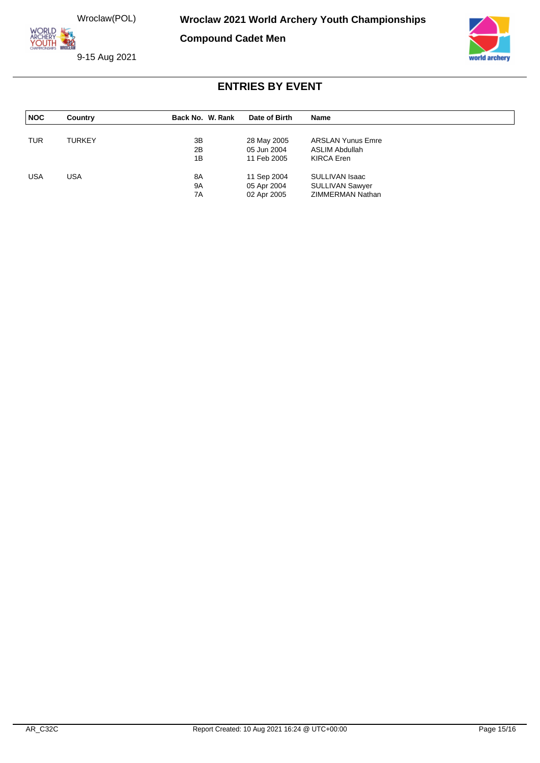# Wroclaw 2021 World Archery Youth Championships

**Compound Cadet Men**

Wroclaw(POL)

9-15 Aug 2021

## ENTRIES BY EVENT

| NOC | Country | Back No. | W. Rank | Date of Birth | Name |
|---|---|---|---|---|---|
| TUR | TURKEY | 3B | | 28 May 2005 | ARSLAN Yunus Emre |
| | | 2B | | 05 Jun 2004 | ASLIM Abdullah |
| | | 1B | | 11 Feb 2005 | KIRCA Eren |
| USA | USA | 8A | | 11 Sep 2004 | SULLIVAN Isaac |
| | | 9A | | 05 Apr 2004 | SULLIVAN Sawyer |
| | | 7A | | 02 Apr 2005 | ZIMMERMAN Nathan |

AR_C32C Report Created: 10 Aug 2021 16:24 @ UTC+00:00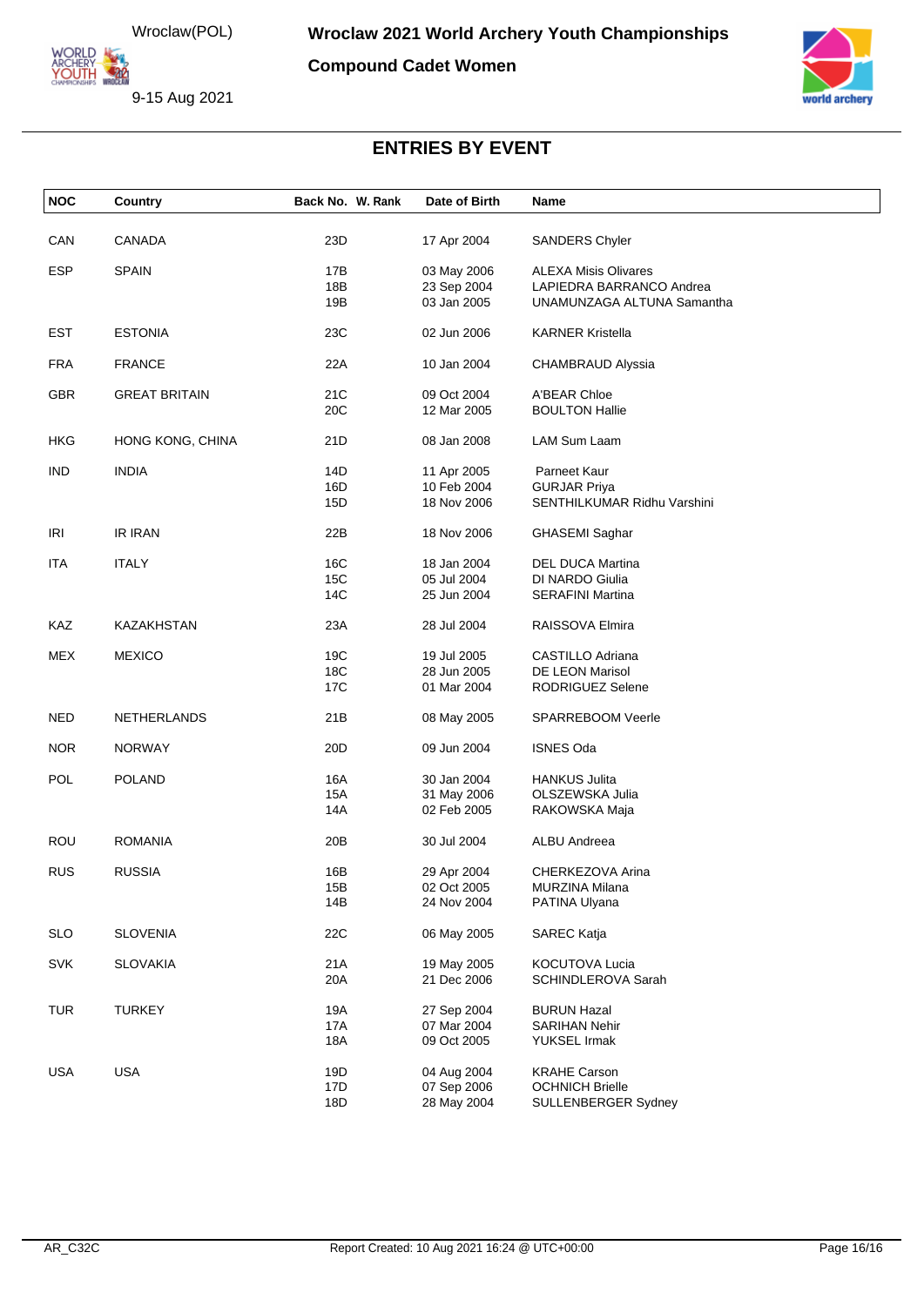# Wroclaw 2021 World Archery Youth Championships

## Compound Cadet Women

Wroclaw(POL)

9-15 Aug 2021

## ENTRIES BY EVENT

| NOC | Country | Back No. | W. Rank | Date of Birth | Name |
|---|---|---|---|---|---|
| CAN | CANADA | 23D | | 17 Apr 2004 | SANDERS Chyler |
| ESP | SPAIN | 17B | | 03 May 2006 | ALEXA Misis Olivares |
| | | 18B | | 23 Sep 2004 | LAPIEDRA BARRANCO Andrea |
| | | 19B | | 03 Jan 2005 | UNAMUNZAGA ALTUNA Samantha |
| EST | ESTONIA | 23C | | 02 Jun 2006 | KARNER Kristella |
| FRA | FRANCE | 22A | | 10 Jan 2004 | CHAMBRAUD Alyssia |
| GBR | GREAT BRITAIN | 21C | | 09 Oct 2004 | A'BEAR Chloe |
| | | 20C | | 12 Mar 2005 | BOULTON Hallie |
| HKG | HONG KONG, CHINA | 21D | | 08 Jan 2008 | LAM Sum Laam |
| IND | INDIA | 14D | | 11 Apr 2005 | Parneet Kaur |
| | | 16D | | 10 Feb 2004 | GURJAR Priya |
| | | 15D | | 18 Nov 2006 | SENTHILKUMAR Ridhu Varshini |
| IRI | IR IRAN | 22B | | 18 Nov 2006 | GHASEMI Saghar |
| ITA | ITALY | 16C | | 18 Jan 2004 | DEL DUCA Martina |
| | | 15C | | 05 Jul 2004 | DI NARDO Giulia |
| | | 14C | | 25 Jun 2004 | SERAFINI Martina |
| KAZ | KAZAKHSTAN | 23A | | 28 Jul 2004 | RAISSOVA Elmira |
| MEX | MEXICO | 19C | | 19 Jul 2005 | CASTILLO Adriana |
| | | 18C | | 28 Jun 2005 | DE LEON Marisol |
| | | 17C | | 01 Mar 2004 | RODRIGUEZ Selene |
| NED | NETHERLANDS | 21B | | 08 May 2005 | SPARREBOOM Veerle |
| NOR | NORWAY | 20D | | 09 Jun 2004 | ISNES Oda |
| POL | POLAND | 16A | | 30 Jan 2004 | HANKUS Julita |
| | | 15A | | 31 May 2006 | OLSZEWSKA Julia |
| | | 14A | | 02 Feb 2005 | RAKOWSKA Maja |
| ROU | ROMANIA | 20B | | 30 Jul 2004 | ALBU Andreea |
| RUS | RUSSIA | 16B | | 29 Apr 2004 | CHERKEZOVA Arina |
| | | 15B | | 02 Oct 2005 | MURZINA Milana |
| | | 14B | | 24 Nov 2004 | PATINA Ulyana |
| SLO | SLOVENIA | 22C | | 06 May 2005 | SAREC Katja |
| SVK | SLOVAKIA | 21A | | 19 May 2005 | KOCUTOVA Lucia |
| | | 20A | | 21 Dec 2006 | SCHINDLEROVA Sarah |
| TUR | TURKEY | 19A | | 27 Sep 2004 | BURUN Hazal |
| | | 17A | | 07 Mar 2004 | SARIHAN Nehir |
| | | 18A | | 09 Oct 2005 | YUKSEL Irmak |
| USA | USA | 19D | | 04 Aug 2004 | KRAHE Carson |
| | | 17D | | 07 Sep 2006 | OCHNICH Brielle |
| | | 18D | | 28 May 2004 | SULLENBERGER Sydney |

AR_C32C Report Created: 10 Aug 2021 16:24 @ UTC+00:00